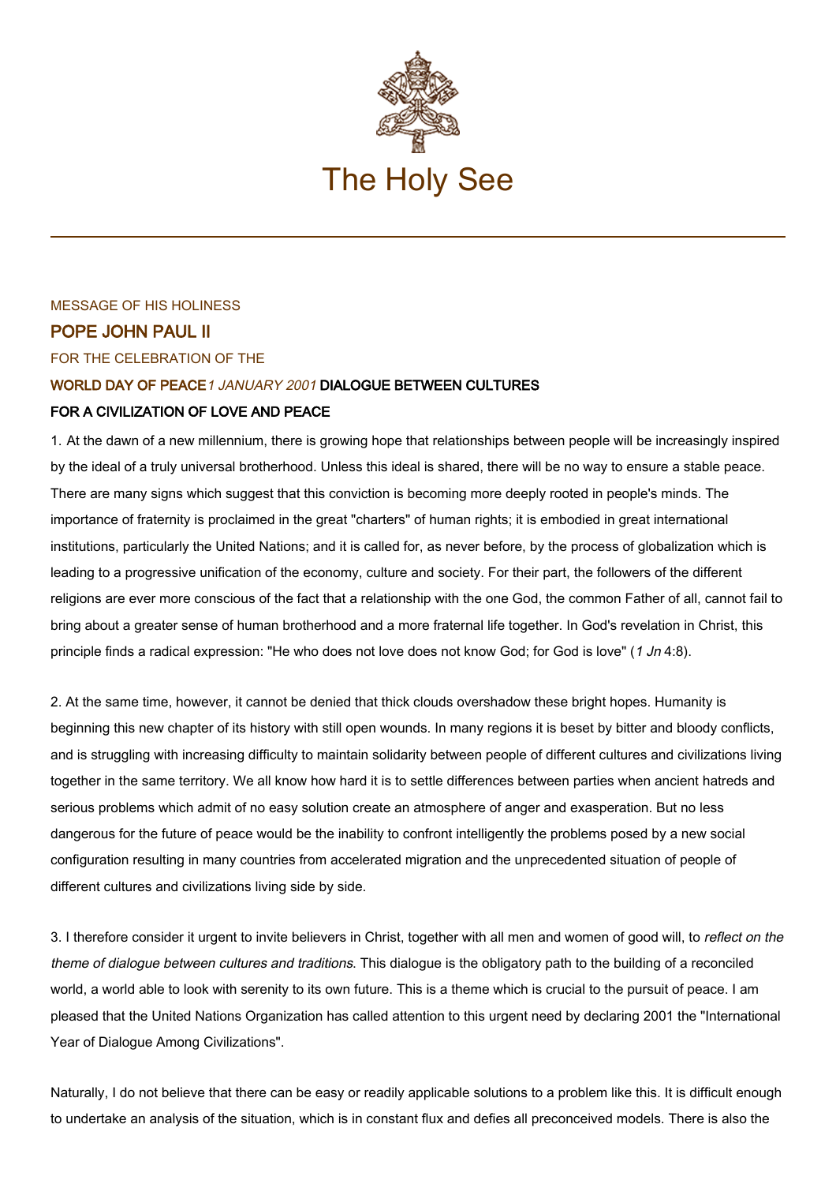# The Holy See

MESSAGE OF HIS HOLINESS

## POPE JOHN PAUL II

FOR THE CELEBRATION OF THE

## WORLD DAY OF PEACE *1 JANUARY 2001* DIALOGUE BETWEEN CULTURES

## FOR A CIVILIZATION OF LOVE AND PEACE

1. At the dawn of a new millennium, there is growing hope that relationships between people will be increasingly inspired by the ideal of a truly universal brotherhood. Unless this ideal is shared, there will be no way to ensure a stable peace. There are many signs which suggest that this conviction is becoming more deeply rooted in people's minds. The importance of fraternity is proclaimed in the great "charters" of human rights; it is embodied in great international institutions, particularly the United Nations; and it is called for, as never before, by the process of globalization which is leading to a progressive unification of the economy, culture and society. For their part, the followers of the different religions are ever more conscious of the fact that a relationship with the one God, the common Father of all, cannot fail to bring about a greater sense of human brotherhood and a more fraternal life together. In God's revelation in Christ, this principle finds a radical expression: "He who does not love does not know God; for God is love" (*1 Jn* 4:8).

2. At the same time, however, it cannot be denied that thick clouds overshadow these bright hopes. Humanity is beginning this new chapter of its history with still open wounds. In many regions it is beset by bitter and bloody conflicts, and is struggling with increasing difficulty to maintain solidarity between people of different cultures and civilizations living together in the same territory. We all know how hard it is to settle differences between parties when ancient hatreds and serious problems which admit of no easy solution create an atmosphere of anger and exasperation. But no less dangerous for the future of peace would be the inability to confront intelligently the problems posed by a new social configuration resulting in many countries from accelerated migration and the unprecedented situation of people of different cultures and civilizations living side by side.

3. I therefore consider it urgent to invite believers in Christ, together with all men and women of good will, to *reflect on the theme of dialogue between cultures and traditions*. This dialogue is the obligatory path to the building of a reconciled world, a world able to look with serenity to its own future. This is a theme which is crucial to the pursuit of peace. I am pleased that the United Nations Organization has called attention to this urgent need by declaring 2001 the "International Year of Dialogue Among Civilizations".

Naturally, I do not believe that there can be easy or readily applicable solutions to a problem like this. It is difficult enough to undertake an analysis of the situation, which is in constant flux and defies all preconceived models. There is also the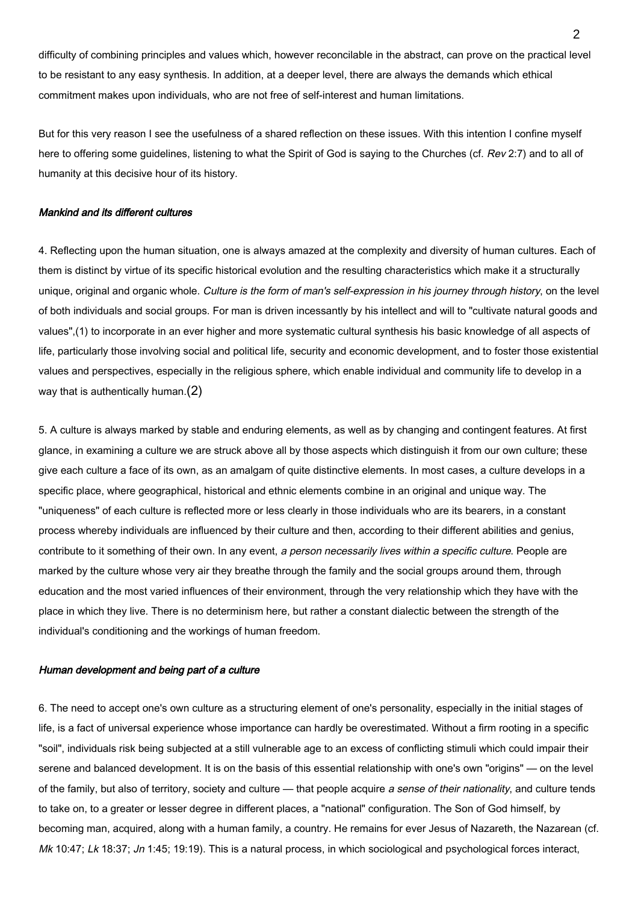difficulty of combining principles and values which, however reconcilable in the abstract, can prove on the practical level to be resistant to any easy synthesis. In addition, at a deeper level, there are always the demands which ethical commitment makes upon individuals, who are not free of self-interest and human limitations.

But for this very reason I see the usefulness of a shared reflection on these issues. With this intention I confine myself here to offering some guidelines, listening to what the Spirit of God is saying to the Churches (cf. *Rev* 2:7) and to all of humanity at this decisive hour of its history.

### *Mankind and its different cultures*

4. Reflecting upon the human situation, one is always amazed at the complexity and diversity of human cultures. Each of them is distinct by virtue of its specific historical evolution and the resulting characteristics which make it a structurally unique, original and organic whole. *Culture is the form of man's self-expression in his journey through history*, on the level of both individuals and social groups. For man is driven incessantly by his intellect and will to "cultivate natural goods and values",(1) to incorporate in an ever higher and more systematic cultural synthesis his basic knowledge of all aspects of life, particularly those involving social and political life, security and economic development, and to foster those existential values and perspectives, especially in the religious sphere, which enable individual and community life to develop in a way that is authentically human.(2)

5. A culture is always marked by stable and enduring elements, as well as by changing and contingent features. At first glance, in examining a culture we are struck above all by those aspects which distinguish it from our own culture; these give each culture a face of its own, as an amalgam of quite distinctive elements. In most cases, a culture develops in a specific place, where geographical, historical and ethnic elements combine in an original and unique way. The "uniqueness" of each culture is reflected more or less clearly in those individuals who are its bearers, in a constant process whereby individuals are influenced by their culture and then, according to their different abilities and genius, contribute to it something of their own. In any event, *a person necessarily lives within a specific culture*. People are marked by the culture whose very air they breathe through the family and the social groups around them, through education and the most varied influences of their environment, through the very relationship which they have with the place in which they live. There is no determinism here, but rather a constant dialectic between the strength of the individual's conditioning and the workings of human freedom.

### *Human development and being part of a culture*

6. The need to accept one's own culture as a structuring element of one's personality, especially in the initial stages of life, is a fact of universal experience whose importance can hardly be overestimated. Without a firm rooting in a specific "soil", individuals risk being subjected at a still vulnerable age to an excess of conflicting stimuli which could impair their serene and balanced development. It is on the basis of this essential relationship with one's own "origins" — on the level of the family, but also of territory, society and culture — that people acquire *a sense of their nationality*, and culture tends to take on, to a greater or lesser degree in different places, a "national" configuration. The Son of God himself, by becoming man, acquired, along with a human family, a country. He remains for ever Jesus of Nazareth, the Nazarean (cf. *Mk* 10:47; *Lk* 18:37; *Jn* 1:45; 19:19). This is a natural process, in which sociological and psychological forces interact,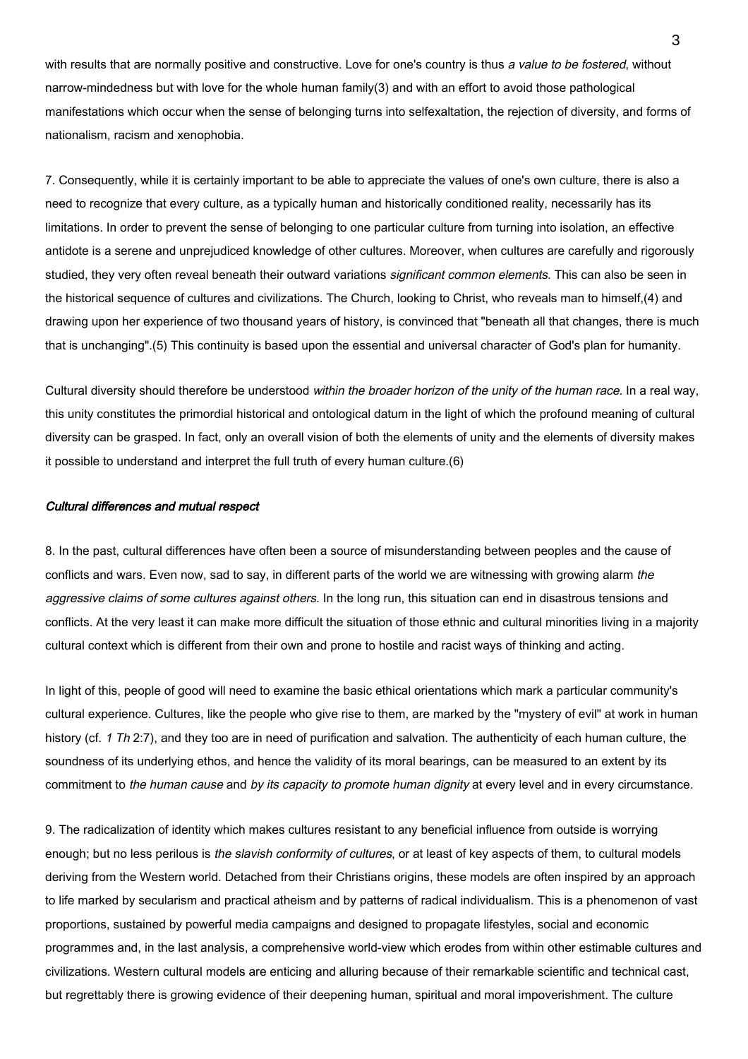with results that are normally positive and constructive. Love for one's country is thus *a value to be fostered*, without narrow-mindedness but with love for the whole human family(3) and with an effort to avoid those pathological manifestations which occur when the sense of belonging turns into selfexaltation, the rejection of diversity, and forms of nationalism, racism and xenophobia.

7. Consequently, while it is certainly important to be able to appreciate the values of one's own culture, there is also a need to recognize that every culture, as a typically human and historically conditioned reality, necessarily has its limitations. In order to prevent the sense of belonging to one particular culture from turning into isolation, an effective antidote is a serene and unprejudiced knowledge of other cultures. Moreover, when cultures are carefully and rigorously studied, they very often reveal beneath their outward variations *significant common elements*. This can also be seen in the historical sequence of cultures and civilizations. The Church, looking to Christ, who reveals man to himself,(4) and drawing upon her experience of two thousand years of history, is convinced that "beneath all that changes, there is much that is unchanging".(5) This continuity is based upon the essential and universal character of God's plan for humanity.

Cultural diversity should therefore be understood *within the broader horizon of the unity of the human race.* In a real way, this unity constitutes the primordial historical and ontological datum in the light of which the profound meaning of cultural diversity can be grasped. In fact, only an overall vision of both the elements of unity and the elements of diversity makes it possible to understand and interpret the full truth of every human culture.(6)

### *Cultural differences and mutual respect*

8. In the past, cultural differences have often been a source of misunderstanding between peoples and the cause of conflicts and wars. Even now, sad to say, in different parts of the world we are witnessing with growing alarm *the aggressive claims of some cultures against others.* In the long run, this situation can end in disastrous tensions and conflicts. At the very least it can make more difficult the situation of those ethnic and cultural minorities living in a majority cultural context which is different from their own and prone to hostile and racist ways of thinking and acting.

In light of this, people of good will need to examine the basic ethical orientations which mark a particular community's cultural experience. Cultures, like the people who give rise to them, are marked by the "mystery of evil" at work in human history (cf. *1 Th* 2:7), and they too are in need of purification and salvation. The authenticity of each human culture, the soundness of its underlying ethos, and hence the validity of its moral bearings, can be measured to an extent by its commitment to *the human cause* and *by its capacity to promote human dignity* at every level and in every circumstance.

9. The radicalization of identity which makes cultures resistant to any beneficial influence from outside is worrying enough; but no less perilous is *the slavish conformity of cultures*, or at least of key aspects of them, to cultural models deriving from the Western world. Detached from their Christians origins, these models are often inspired by an approach to life marked by secularism and practical atheism and by patterns of radical individualism. This is a phenomenon of vast proportions, sustained by powerful media campaigns and designed to propagate lifestyles, social and economic programmes and, in the last analysis, a comprehensive world-view which erodes from within other estimable cultures and civilizations. Western cultural models are enticing and alluring because of their remarkable scientific and technical cast, but regrettably there is growing evidence of their deepening human, spiritual and moral impoverishment. The culture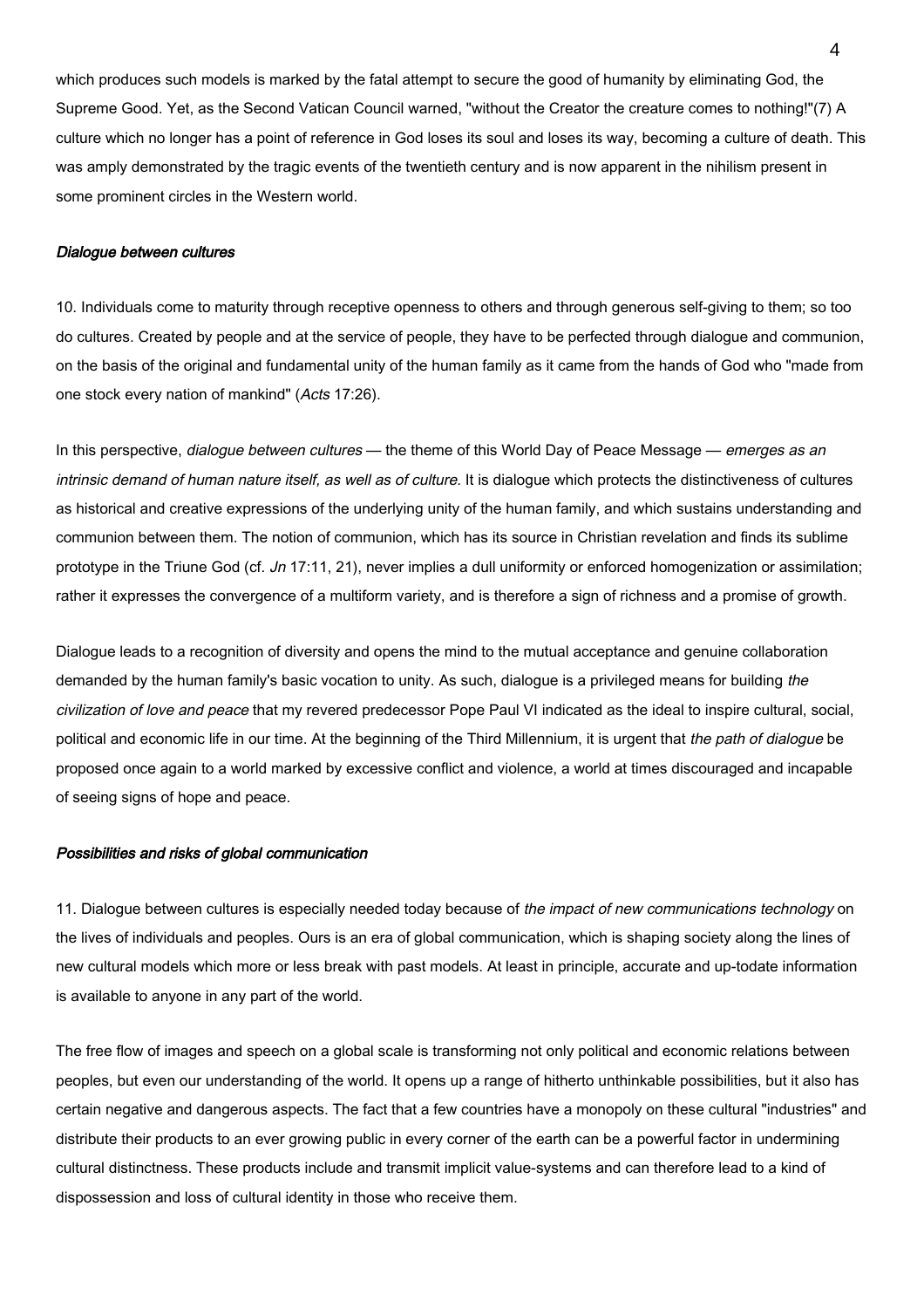which produces such models is marked by the fatal attempt to secure the good of humanity by eliminating God, the Supreme Good. Yet, as the Second Vatican Council warned, "without the Creator the creature comes to nothing!"(7) A culture which no longer has a point of reference in God loses its soul and loses its way, becoming a culture of death. This was amply demonstrated by the tragic events of the twentieth century and is now apparent in the nihilism present in some prominent circles in the Western world.

#### *Dialogue between cultures*

10. Individuals come to maturity through receptive openness to others and through generous self-giving to them; so too do cultures. Created by people and at the service of people, they have to be perfected through dialogue and communion, on the basis of the original and fundamental unity of the human family as it came from the hands of God who "made from one stock every nation of mankind" (*Acts* 17:26).

In this perspective, *dialogue between cultures* — the theme of this World Day of Peace Message — *emerges as an intrinsic demand of human nature itself, as well as of culture*. It is dialogue which protects the distinctiveness of cultures as historical and creative expressions of the underlying unity of the human family, and which sustains understanding and communion between them. The notion of communion, which has its source in Christian revelation and finds its sublime prototype in the Triune God (cf. *Jn* 17:11, 21), never implies a dull uniformity or enforced homogenization or assimilation; rather it expresses the convergence of a multiform variety, and is therefore a sign of richness and a promise of growth.

Dialogue leads to a recognition of diversity and opens the mind to the mutual acceptance and genuine collaboration demanded by the human family's basic vocation to unity. As such, dialogue is a privileged means for building *the civilization of love and peace* that my revered predecessor Pope Paul VI indicated as the ideal to inspire cultural, social, political and economic life in our time. At the beginning of the Third Millennium, it is urgent that *the path of dialogue* be proposed once again to a world marked by excessive conflict and violence, a world at times discouraged and incapable of seeing signs of hope and peace.

#### *Possibilities and risks of global communication*

11. Dialogue between cultures is especially needed today because of *the impact of new communications technology* on the lives of individuals and peoples. Ours is an era of global communication, which is shaping society along the lines of new cultural models which more or less break with past models. At least in principle, accurate and up-todate information is available to anyone in any part of the world.

The free flow of images and speech on a global scale is transforming not only political and economic relations between peoples, but even our understanding of the world. It opens up a range of hitherto unthinkable possibilities, but it also has certain negative and dangerous aspects. The fact that a few countries have a monopoly on these cultural "industries" and distribute their products to an ever growing public in every corner of the earth can be a powerful factor in undermining cultural distinctness. These products include and transmit implicit value-systems and can therefore lead to a kind of dispossession and loss of cultural identity in those who receive them.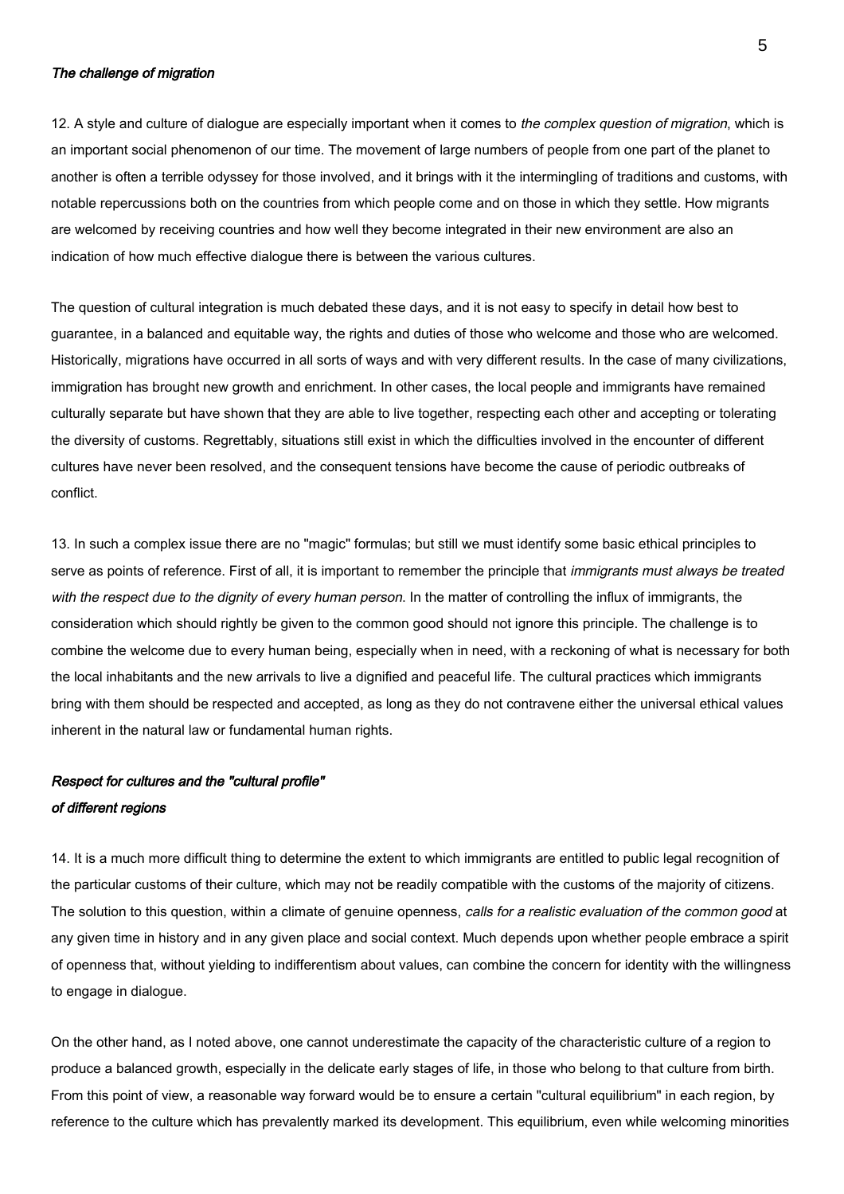### *The challenge of migration*

12. A style and culture of dialogue are especially important when it comes to *the complex question of migration*, which is an important social phenomenon of our time. The movement of large numbers of people from one part of the planet to another is often a terrible odyssey for those involved, and it brings with it the intermingling of traditions and customs, with notable repercussions both on the countries from which people come and on those in which they settle. How migrants are welcomed by receiving countries and how well they become integrated in their new environment are also an indication of how much effective dialogue there is between the various cultures.

The question of cultural integration is much debated these days, and it is not easy to specify in detail how best to guarantee, in a balanced and equitable way, the rights and duties of those who welcome and those who are welcomed. Historically, migrations have occurred in all sorts of ways and with very different results. In the case of many civilizations, immigration has brought new growth and enrichment. In other cases, the local people and immigrants have remained culturally separate but have shown that they are able to live together, respecting each other and accepting or tolerating the diversity of customs. Regrettably, situations still exist in which the difficulties involved in the encounter of different cultures have never been resolved, and the consequent tensions have become the cause of periodic outbreaks of conflict.

13. In such a complex issue there are no "magic" formulas; but still we must identify some basic ethical principles to serve as points of reference. First of all, it is important to remember the principle that *immigrants must always be treated with the respect due to the dignity of every human person*. In the matter of controlling the influx of immigrants, the consideration which should rightly be given to the common good should not ignore this principle. The challenge is to combine the welcome due to every human being, especially when in need, with a reckoning of what is necessary for both the local inhabitants and the new arrivals to live a dignified and peaceful life. The cultural practices which immigrants bring with them should be respected and accepted, as long as they do not contravene either the universal ethical values inherent in the natural law or fundamental human rights.

### *Respect for cultures and the "cultural profile" of different regions*

14. It is a much more difficult thing to determine the extent to which immigrants are entitled to public legal recognition of the particular customs of their culture, which may not be readily compatible with the customs of the majority of citizens. The solution to this question, within a climate of genuine openness, *calls for a realistic evaluation of the common good* at any given time in history and in any given place and social context. Much depends upon whether people embrace a spirit of openness that, without yielding to indifferentism about values, can combine the concern for identity with the willingness to engage in dialogue.

On the other hand, as I noted above, one cannot underestimate the capacity of the characteristic culture of a region to produce a balanced growth, especially in the delicate early stages of life, in those who belong to that culture from birth. From this point of view, a reasonable way forward would be to ensure a certain "cultural equilibrium" in each region, by reference to the culture which has prevalently marked its development. This equilibrium, even while welcoming minorities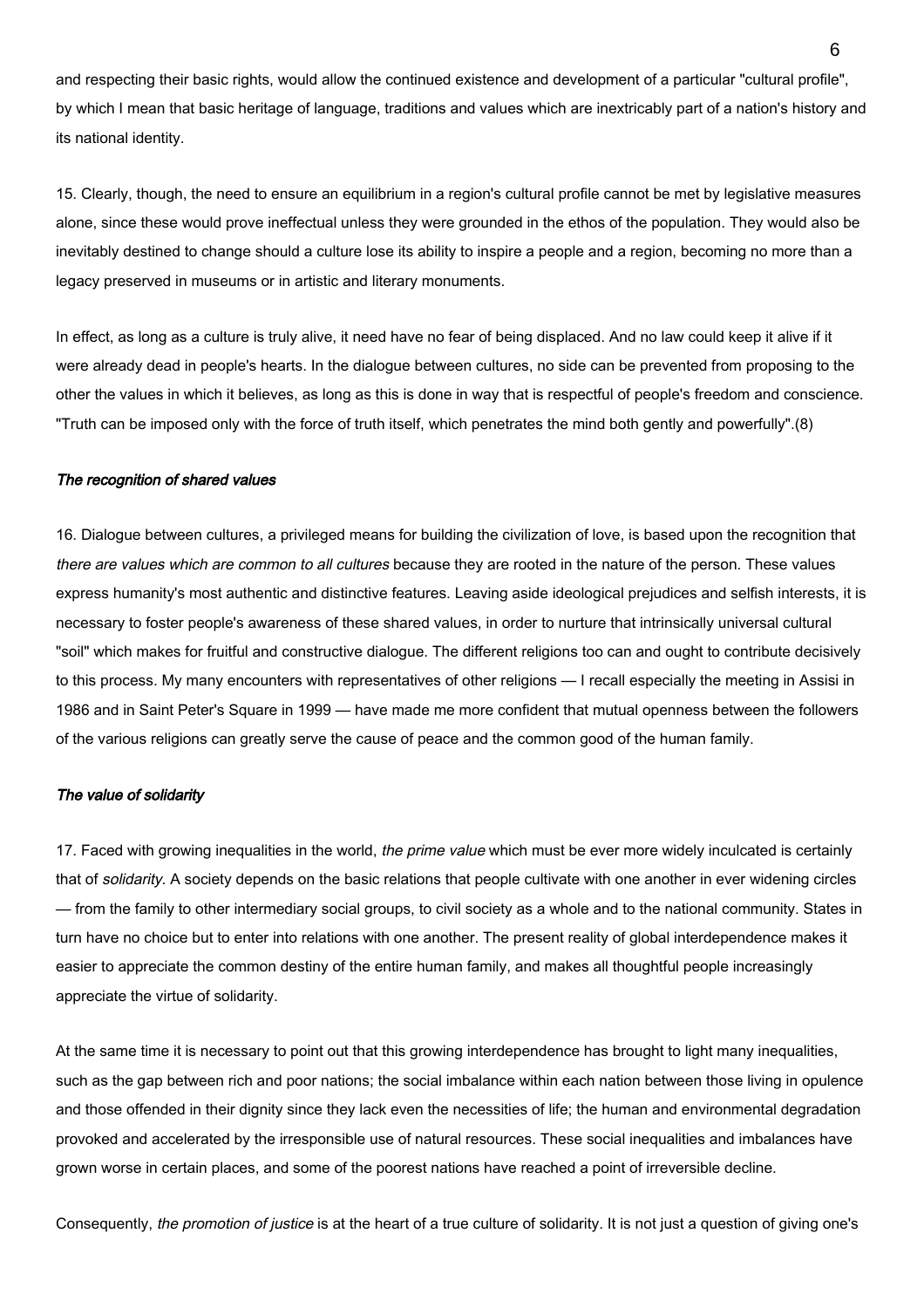and respecting their basic rights, would allow the continued existence and development of a particular "cultural profile", by which I mean that basic heritage of language, traditions and values which are inextricably part of a nation's history and its national identity.

15. Clearly, though, the need to ensure an equilibrium in a region's cultural profile cannot be met by legislative measures alone, since these would prove ineffectual unless they were grounded in the ethos of the population. They would also be inevitably destined to change should a culture lose its ability to inspire a people and a region, becoming no more than a legacy preserved in museums or in artistic and literary monuments.

In effect, as long as a culture is truly alive, it need have no fear of being displaced. And no law could keep it alive if it were already dead in people's hearts. In the dialogue between cultures, no side can be prevented from proposing to the other the values in which it believes, as long as this is done in way that is respectful of people's freedom and conscience. "Truth can be imposed only with the force of truth itself, which penetrates the mind both gently and powerfully".(8)

### *The recognition of shared values*

16. Dialogue between cultures, a privileged means for building the civilization of love, is based upon the recognition that *there are values which are common to all cultures* because they are rooted in the nature of the person. These values express humanity's most authentic and distinctive features. Leaving aside ideological prejudices and selfish interests, it is necessary to foster people's awareness of these shared values, in order to nurture that intrinsically universal cultural "soil" which makes for fruitful and constructive dialogue. The different religions too can and ought to contribute decisively to this process. My many encounters with representatives of other religions — I recall especially the meeting in Assisi in 1986 and in Saint Peter's Square in 1999 — have made me more confident that mutual openness between the followers of the various religions can greatly serve the cause of peace and the common good of the human family.

### *The value of solidarity*

17. Faced with growing inequalities in the world, *the prime value* which must be ever more widely inculcated is certainly that of *solidarity*. A society depends on the basic relations that people cultivate with one another in ever widening circles — from the family to other intermediary social groups, to civil society as a whole and to the national community. States in turn have no choice but to enter into relations with one another. The present reality of global interdependence makes it easier to appreciate the common destiny of the entire human family, and makes all thoughtful people increasingly appreciate the virtue of solidarity.

At the same time it is necessary to point out that this growing interdependence has brought to light many inequalities, such as the gap between rich and poor nations; the social imbalance within each nation between those living in opulence and those offended in their dignity since they lack even the necessities of life; the human and environmental degradation provoked and accelerated by the irresponsible use of natural resources. These social inequalities and imbalances have grown worse in certain places, and some of the poorest nations have reached a point of irreversible decline.

Consequently, *the promotion of justice* is at the heart of a true culture of solidarity. It is not just a question of giving one's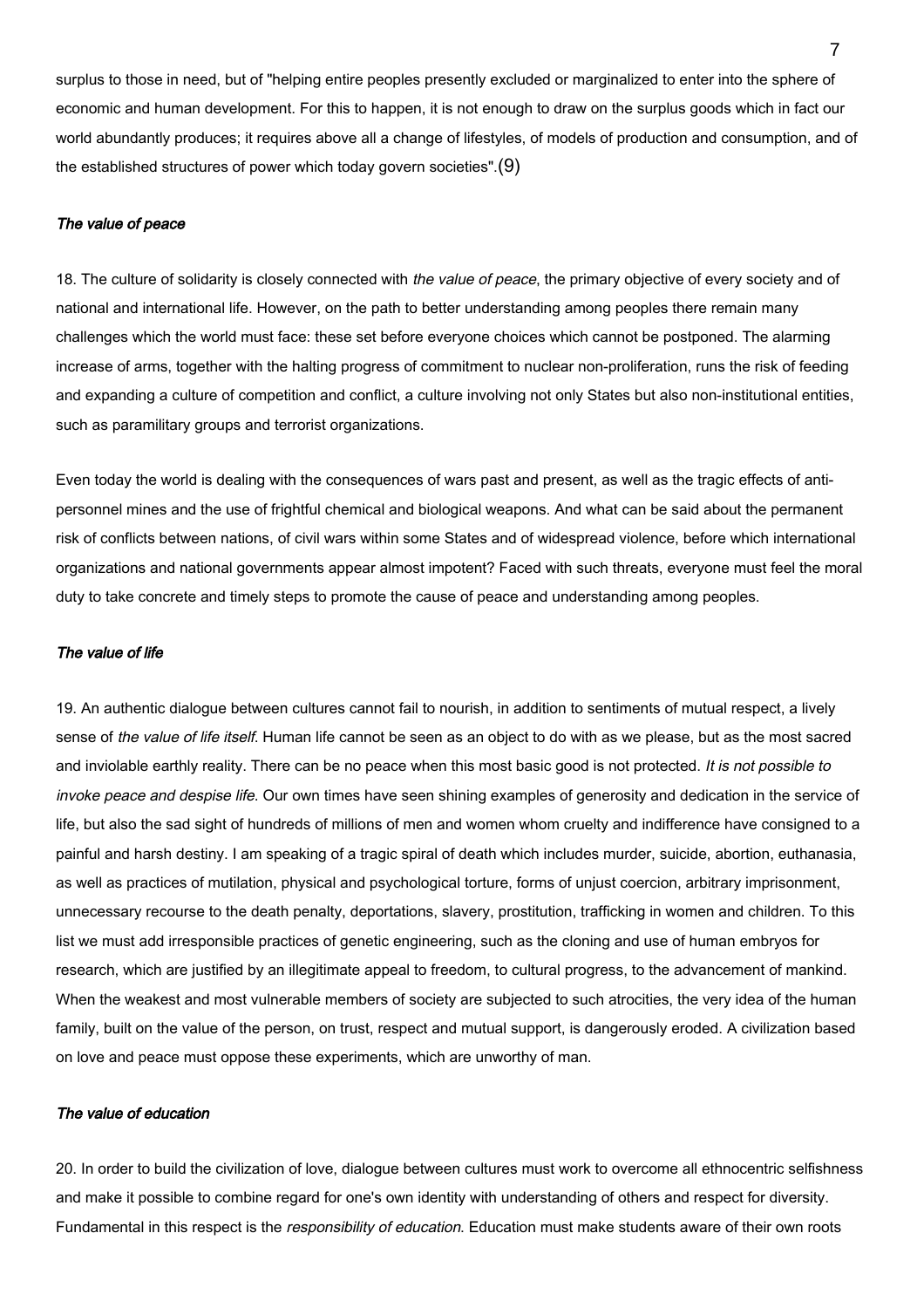surplus to those in need, but of "helping entire peoples presently excluded or marginalized to enter into the sphere of economic and human development. For this to happen, it is not enough to draw on the surplus goods which in fact our world abundantly produces; it requires above all a change of lifestyles, of models of production and consumption, and of the established structures of power which today govern societies".(9)

### *The value of peace*

18. The culture of solidarity is closely connected with *the value of peace*, the primary objective of every society and of national and international life. However, on the path to better understanding among peoples there remain many challenges which the world must face: these set before everyone choices which cannot be postponed. The alarming increase of arms, together with the halting progress of commitment to nuclear non-proliferation, runs the risk of feeding and expanding a culture of competition and conflict, a culture involving not only States but also non-institutional entities, such as paramilitary groups and terrorist organizations.

Even today the world is dealing with the consequences of wars past and present, as well as the tragic effects of anti-personnel mines and the use of frightful chemical and biological weapons. And what can be said about the permanent risk of conflicts between nations, of civil wars within some States and of widespread violence, before which international organizations and national governments appear almost impotent? Faced with such threats, everyone must feel the moral duty to take concrete and timely steps to promote the cause of peace and understanding among peoples.

### *The value of life*

19. An authentic dialogue between cultures cannot fail to nourish, in addition to sentiments of mutual respect, a lively sense of *the value of life itself*. Human life cannot be seen as an object to do with as we please, but as the most sacred and inviolable earthly reality. There can be no peace when this most basic good is not protected. *It is not possible to invoke peace and despise life*. Our own times have seen shining examples of generosity and dedication in the service of life, but also the sad sight of hundreds of millions of men and women whom cruelty and indifference have consigned to a painful and harsh destiny. I am speaking of a tragic spiral of death which includes murder, suicide, abortion, euthanasia, as well as practices of mutilation, physical and psychological torture, forms of unjust coercion, arbitrary imprisonment, unnecessary recourse to the death penalty, deportations, slavery, prostitution, trafficking in women and children. To this list we must add irresponsible practices of genetic engineering, such as the cloning and use of human embryos for research, which are justified by an illegitimate appeal to freedom, to cultural progress, to the advancement of mankind. When the weakest and most vulnerable members of society are subjected to such atrocities, the very idea of the human family, built on the value of the person, on trust, respect and mutual support, is dangerously eroded. A civilization based on love and peace must oppose these experiments, which are unworthy of man.

### *The value of education*

20. In order to build the civilization of love, dialogue between cultures must work to overcome all ethnocentric selfishness and make it possible to combine regard for one's own identity with understanding of others and respect for diversity. Fundamental in this respect is the *responsibility of education*. Education must make students aware of their own roots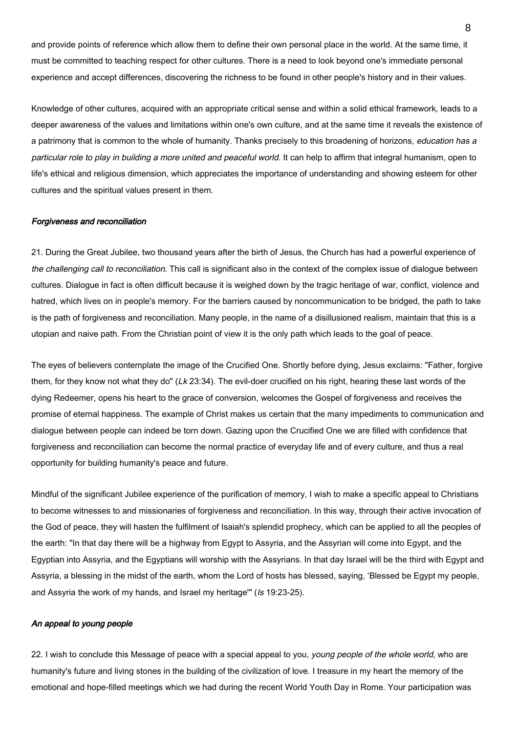and provide points of reference which allow them to define their own personal place in the world. At the same time, it must be committed to teaching respect for other cultures. There is a need to look beyond one's immediate personal experience and accept differences, discovering the richness to be found in other people's history and in their values.

Knowledge of other cultures, acquired with an appropriate critical sense and within a solid ethical framework, leads to a deeper awareness of the values and limitations within one's own culture, and at the same time it reveals the existence of a patrimony that is common to the whole of humanity. Thanks precisely to this broadening of horizons, *education has a particular role to play in building a more united and peaceful world*. It can help to affirm that integral humanism, open to life's ethical and religious dimension, which appreciates the importance of understanding and showing esteem for other cultures and the spiritual values present in them.

### *Forgiveness and reconciliation*

21. During the Great Jubilee, two thousand years after the birth of Jesus, the Church has had a powerful experience of *the challenging call to reconciliation*. This call is significant also in the context of the complex issue of dialogue between cultures. Dialogue in fact is often difficult because it is weighed down by the tragic heritage of war, conflict, violence and hatred, which lives on in people's memory. For the barriers caused by noncommunication to be bridged, the path to take is the path of forgiveness and reconciliation. Many people, in the name of a disillusioned realism, maintain that this is a utopian and naive path. From the Christian point of view it is the only path which leads to the goal of peace.

The eyes of believers contemplate the image of the Crucified One. Shortly before dying, Jesus exclaims: "Father, forgive them, for they know not what they do" (*Lk* 23:34). The evil-doer crucified on his right, hearing these last words of the dying Redeemer, opens his heart to the grace of conversion, welcomes the Gospel of forgiveness and receives the promise of eternal happiness. The example of Christ makes us certain that the many impediments to communication and dialogue between people can indeed be torn down. Gazing upon the Crucified One we are filled with confidence that forgiveness and reconciliation can become the normal practice of everyday life and of every culture, and thus a real opportunity for building humanity's peace and future.

Mindful of the significant Jubilee experience of the purification of memory, I wish to make a specific appeal to Christians to become witnesses to and missionaries of forgiveness and reconciliation. In this way, through their active invocation of the God of peace, they will hasten the fulfilment of Isaiah's splendid prophecy, which can be applied to all the peoples of the earth: "In that day there will be a highway from Egypt to Assyria, and the Assyrian will come into Egypt, and the Egyptian into Assyria, and the Egyptians will worship with the Assyrians. In that day Israel will be the third with Egypt and Assyria, a blessing in the midst of the earth, whom the Lord of hosts has blessed, saying, 'Blessed be Egypt my people, and Assyria the work of my hands, and Israel my heritage'" (*Is* 19:23-25).

### *An appeal to young people*

22. I wish to conclude this Message of peace with a special appeal to you, *young people of the whole world*, who are humanity's future and living stones in the building of the civilization of love. I treasure in my heart the memory of the emotional and hope-filled meetings which we had during the recent World Youth Day in Rome. Your participation was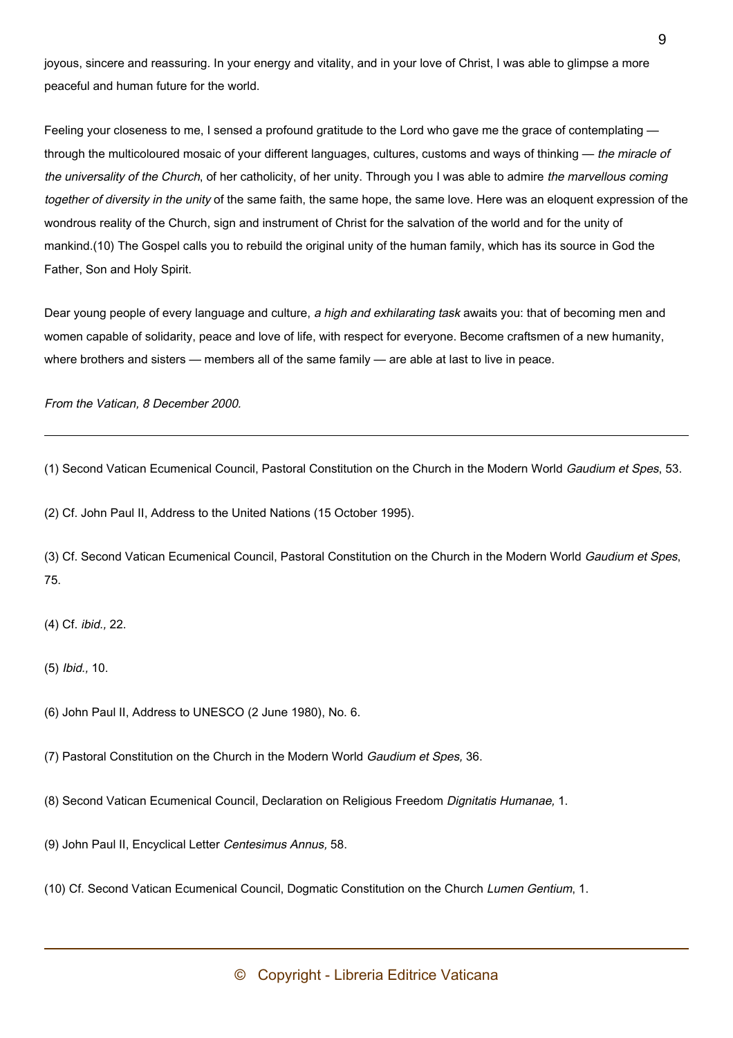joyous, sincere and reassuring. In your energy and vitality, and in your love of Christ, I was able to glimpse a more peaceful and human future for the world.

Feeling your closeness to me, I sensed a profound gratitude to the Lord who gave me the grace of contemplating — through the multicoloured mosaic of your different languages, cultures, customs and ways of thinking — *the miracle of the universality of the Church*, of her catholicity, of her unity. Through you I was able to admire *the marvellous coming together of diversity in the unity* of the same faith, the same hope, the same love. Here was an eloquent expression of the wondrous reality of the Church, sign and instrument of Christ for the salvation of the world and for the unity of mankind.(10) The Gospel calls you to rebuild the original unity of the human family, which has its source in God the Father, Son and Holy Spirit.

Dear young people of every language and culture, *a high and exhilarating task* awaits you: that of becoming men and women capable of solidarity, peace and love of life, with respect for everyone. Become craftsmen of a new humanity, where brothers and sisters — members all of the same family — are able at last to live in peace.

*From the Vatican, 8 December 2000.*

---

(1) Second Vatican Ecumenical Council, Pastoral Constitution on the Church in the Modern World *Gaudium et Spes*, 53.

(2) Cf. John Paul II, Address to the United Nations (15 October 1995).

(3) Cf. Second Vatican Ecumenical Council, Pastoral Constitution on the Church in the Modern World *Gaudium et Spes*, 75.

(4) Cf. *ibid.,* 22.

(5) *Ibid.,* 10.

(6) John Paul II, Address to UNESCO (2 June 1980), No. 6.

(7) Pastoral Constitution on the Church in the Modern World *Gaudium et Spes,* 36.

(8) Second Vatican Ecumenical Council, Declaration on Religious Freedom *Dignitatis Humanae,* 1.

(9) John Paul II, Encyclical Letter *Centesimus Annus,* 58.

(10) Cf. Second Vatican Ecumenical Council, Dogmatic Constitution on the Church *Lumen Gentium*, 1.

---

© Copyright - Libreria Editrice Vaticana